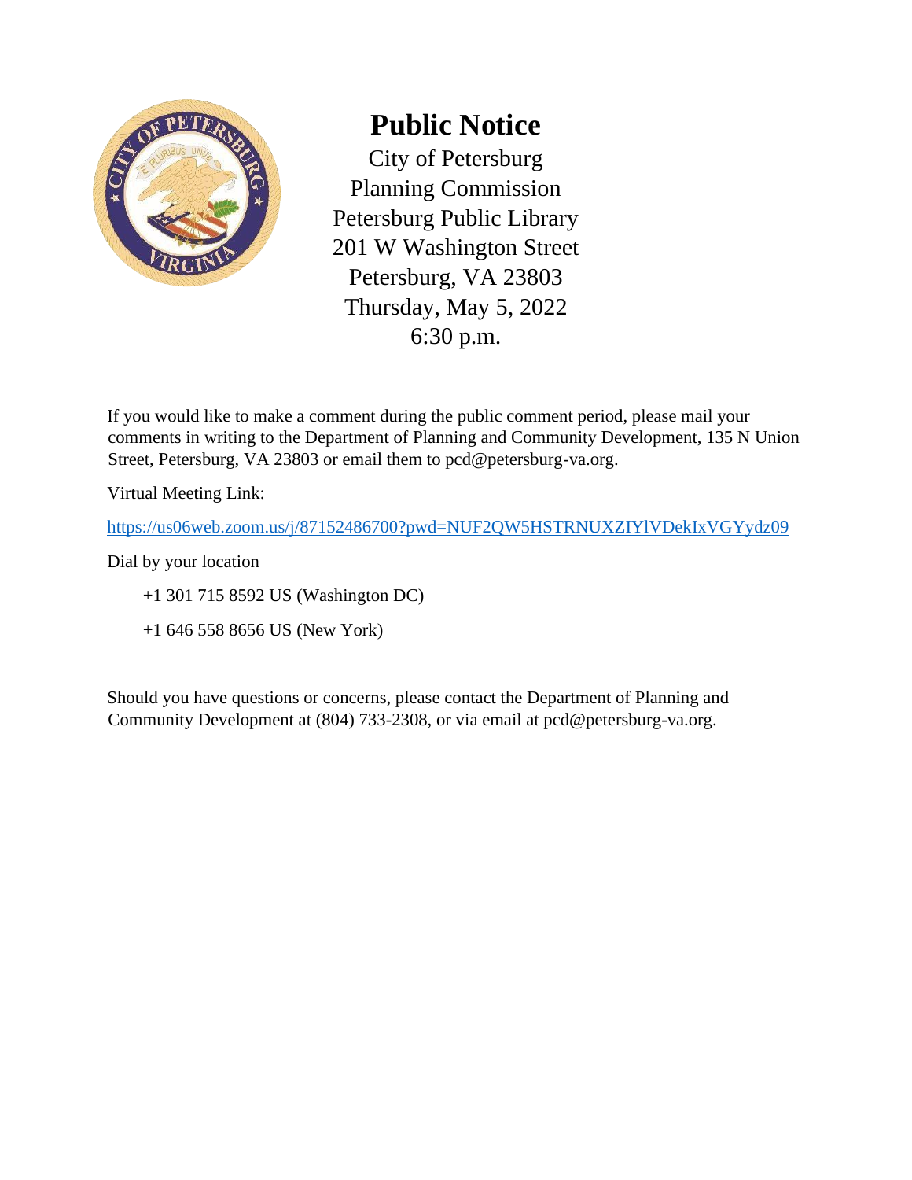# Public Notice

City of Petersburg
Planning Commission
Petersburg Public Library
201 W Washington Street
Petersburg, VA 23803
Thursday, May 5, 2022
6:30 p.m.

If you would like to make a comment during the public comment period, please mail your comments in writing to the Department of Planning and Community Development, 135 N Union Street, Petersburg, VA 23803 or email them to pcd@petersburg-va.org.

Virtual Meeting Link:

https://us06web.zoom.us/j/87152486700?pwd=NUF2QW5HSTRNUXZIYlVDekIxVGYydz09

Dial by your location

+1 301 715 8592 US (Washington DC)

+1 646 558 8656 US (New York)

Should you have questions or concerns, please contact the Department of Planning and Community Development at (804) 733-2308, or via email at pcd@petersburg-va.org.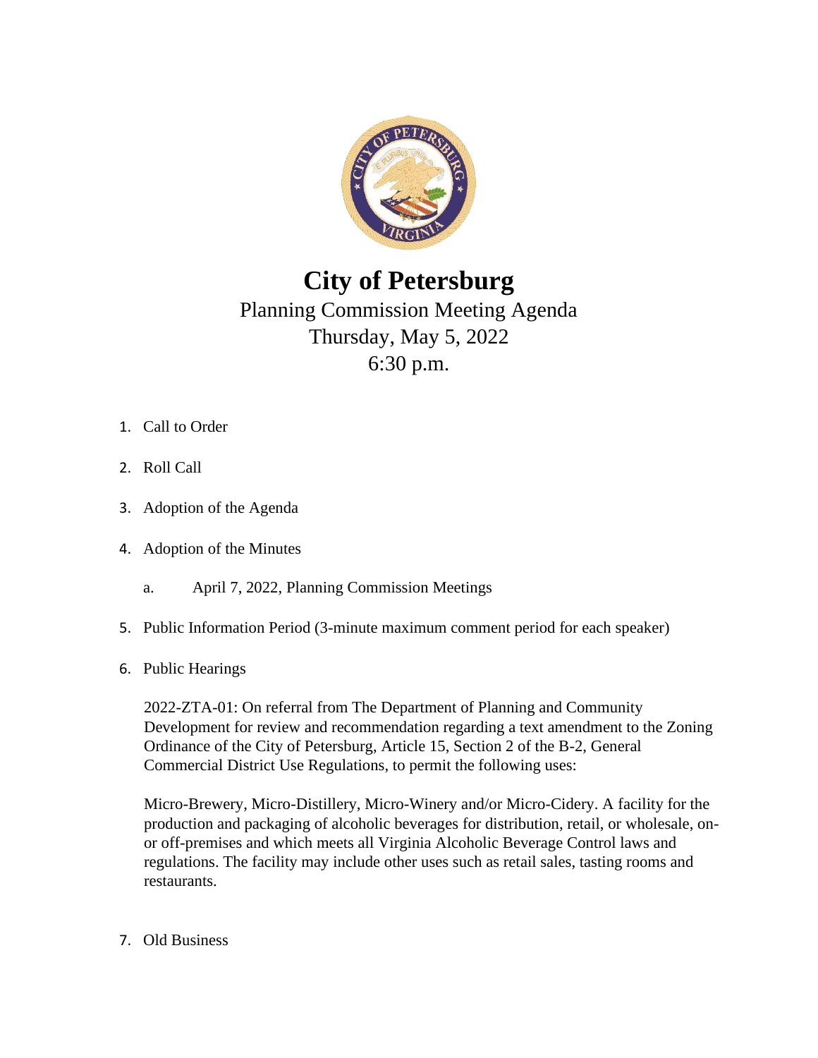# City of Petersburg

Planning Commission Meeting Agenda
Thursday, May 5, 2022
6:30 p.m.

1. Call to Order
2. Roll Call
3. Adoption of the Agenda
4. Adoption of the Minutes
   a. April 7, 2022, Planning Commission Meetings
5. Public Information Period (3-minute maximum comment period for each speaker)
6. Public Hearings

   2022-ZTA-01: On referral from The Department of Planning and Community Development for review and recommendation regarding a text amendment to the Zoning Ordinance of the City of Petersburg, Article 15, Section 2 of the B-2, General Commercial District Use Regulations, to permit the following uses:

   Micro-Brewery, Micro-Distillery, Micro-Winery and/or Micro-Cidery. A facility for the production and packaging of alcoholic beverages for distribution, retail, or wholesale, on- or off-premises and which meets all Virginia Alcoholic Beverage Control laws and regulations. The facility may include other uses such as retail sales, tasting rooms and restaurants.

7. Old Business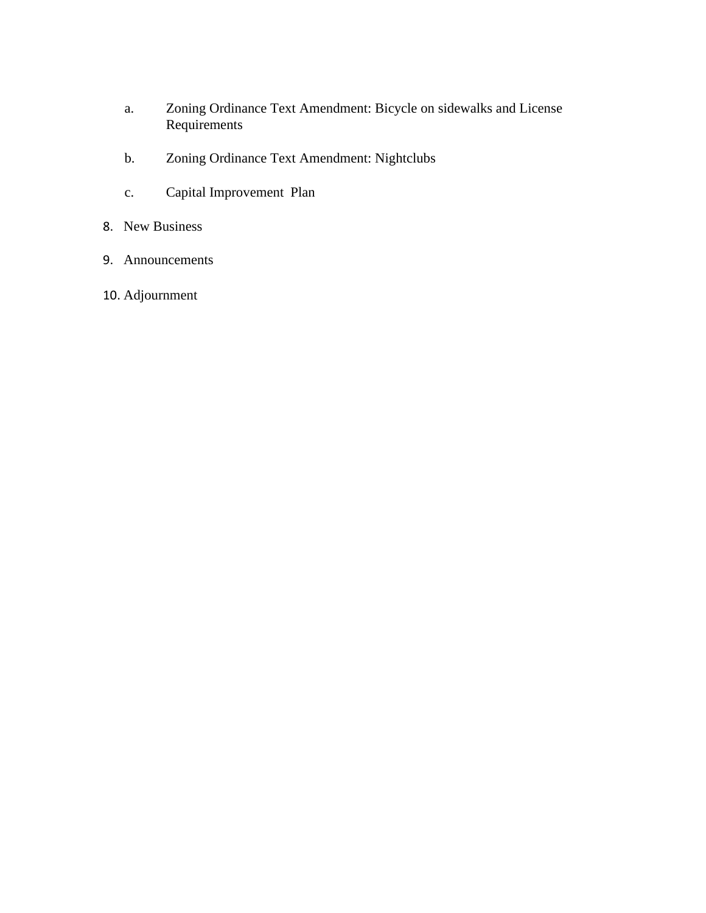a. Zoning Ordinance Text Amendment: Bicycle on sidewalks and License Requirements

   b. Zoning Ordinance Text Amendment: Nightclubs

   c. Capital Improvement  Plan

8. New Business

9. Announcements

10. Adjournment